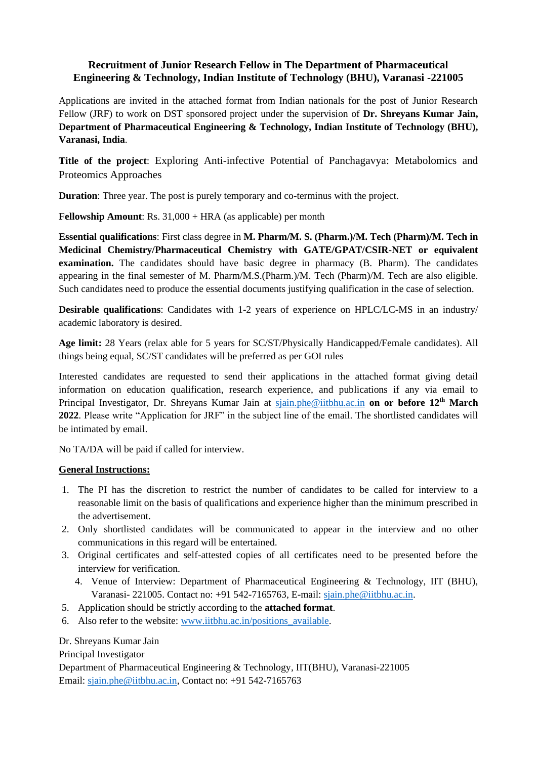# Recruitment of Junior Research Fellow in The Department of Pharmaceutical Engineering & Technology, Indian Institute of Technology (BHU), Varanasi -221005

Applications are invited in the attached format from Indian nationals for the post of Junior Research Fellow (JRF) to work on DST sponsored project under the supervision of **Dr. Shreyans Kumar Jain, Department of Pharmaceutical Engineering & Technology, Indian Institute of Technology (BHU), Varanasi, India**.

**Title of the project**: Exploring Anti-infective Potential of Panchagavya: Metabolomics and Proteomics Approaches

**Duration**: Three year. The post is purely temporary and co-terminus with the project.

**Fellowship Amount**: Rs. 31,000 + HRA (as applicable) per month

**Essential qualifications**: First class degree in **M. Pharm/M. S. (Pharm.)/M. Tech (Pharm)/M. Tech in Medicinal Chemistry/Pharmaceutical Chemistry with GATE/GPAT/CSIR-NET or equivalent examination.** The candidates should have basic degree in pharmacy (B. Pharm). The candidates appearing in the final semester of M. Pharm/M.S.(Pharm.)/M. Tech (Pharm)/M. Tech are also eligible. Such candidates need to produce the essential documents justifying qualification in the case of selection.

**Desirable qualifications**: Candidates with 1-2 years of experience on HPLC/LC-MS in an industry/ academic laboratory is desired.

**Age limit:** 28 Years (relax able for 5 years for SC/ST/Physically Handicapped/Female candidates). All things being equal, SC/ST candidates will be preferred as per GOI rules

Interested candidates are requested to send their applications in the attached format giving detail information on education qualification, research experience, and publications if any via email to Principal Investigator, Dr. Shreyans Kumar Jain at sjain.phe@iitbhu.ac.in **on or before 12th March 2022**. Please write "Application for JRF" in the subject line of the email. The shortlisted candidates will be intimated by email.

No TA/DA will be paid if called for interview.

**General Instructions:**

1. The PI has the discretion to restrict the number of candidates to be called for interview to a reasonable limit on the basis of qualifications and experience higher than the minimum prescribed in the advertisement.
2. Only shortlisted candidates will be communicated to appear in the interview and no other communications in this regard will be entertained.
3. Original certificates and self-attested copies of all certificates need to be presented before the interview for verification.
4. Venue of Interview: Department of Pharmaceutical Engineering & Technology, IIT (BHU), Varanasi- 221005. Contact no: +91 542-7165763, E-mail: sjain.phe@iitbhu.ac.in.
5. Application should be strictly according to the **attached format**.
6. Also refer to the website: www.iitbhu.ac.in/positions_available.

Dr. Shreyans Kumar Jain
Principal Investigator
Department of Pharmaceutical Engineering & Technology, IIT(BHU), Varanasi-221005
Email: sjain.phe@iitbhu.ac.in, Contact no: +91 542-7165763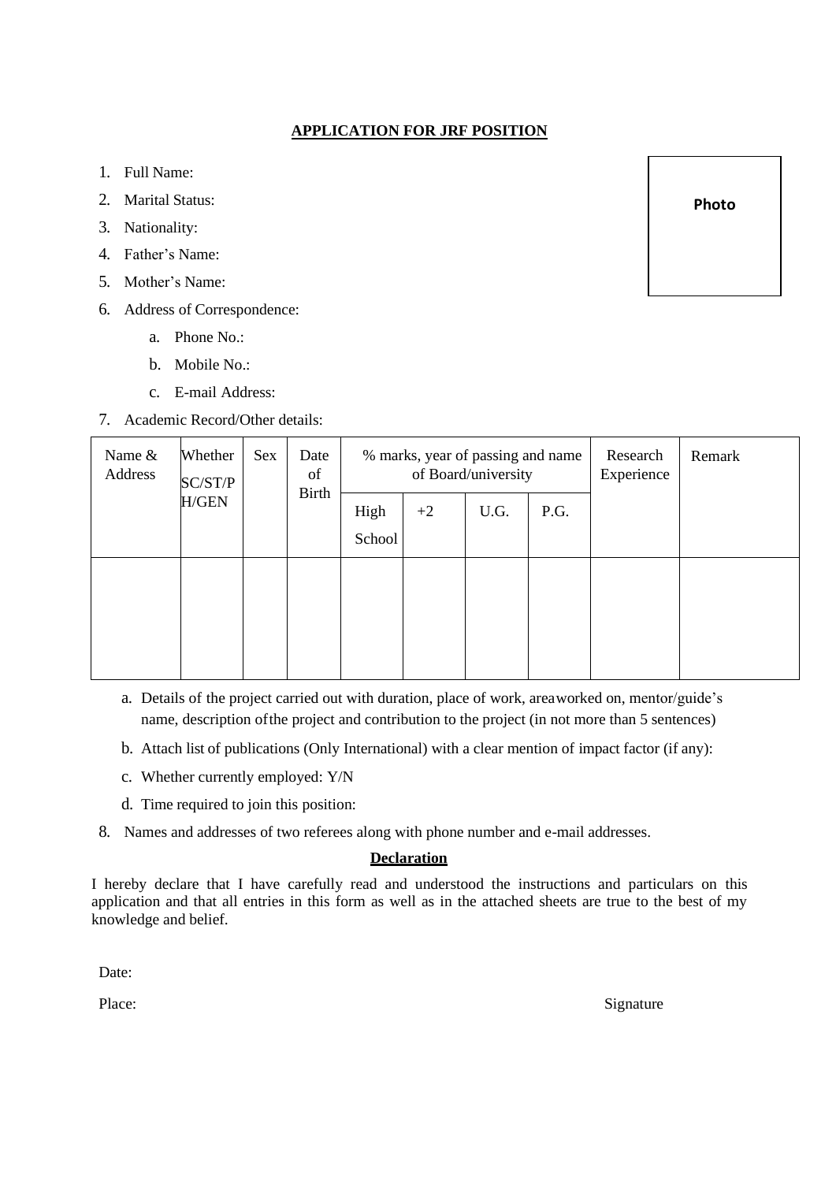## APPLICATION FOR JRF POSITION

Photo

1. Full Name:
2. Marital Status:
3. Nationality:
4. Father's Name:
5. Mother's Name:
6. Address of Correspondence:
   a. Phone No.:
   b. Mobile No.:
   c. E-mail Address:
7. Academic Record/Other details:

| Name & Address | Whether SC/ST/PH/GEN | Sex | Date of Birth | % marks, year of passing and name of Board/university | | | | Research Experience | Remark |
|---|---|---|---|---|---|---|---|---|---|
| | | | | High School | +2 | U.G. | P.G. | | |
| | | | | | | | | | |

   a. Details of the project carried out with duration, place of work, areaworked on, mentor/guide's name, description ofthe project and contribution to the project (in not more than 5 sentences)
   b. Attach list of publications (Only International) with a clear mention of impact factor (if any):
   c. Whether currently employed: Y/N
   d. Time required to join this position:
8. Names and addresses of two referees along with phone number and e-mail addresses.

**Declaration**

I hereby declare that I have carefully read and understood the instructions and particulars on this application and that all entries in this form as well as in the attached sheets are true to the best of my knowledge and belief.

Date:

Place: Signature